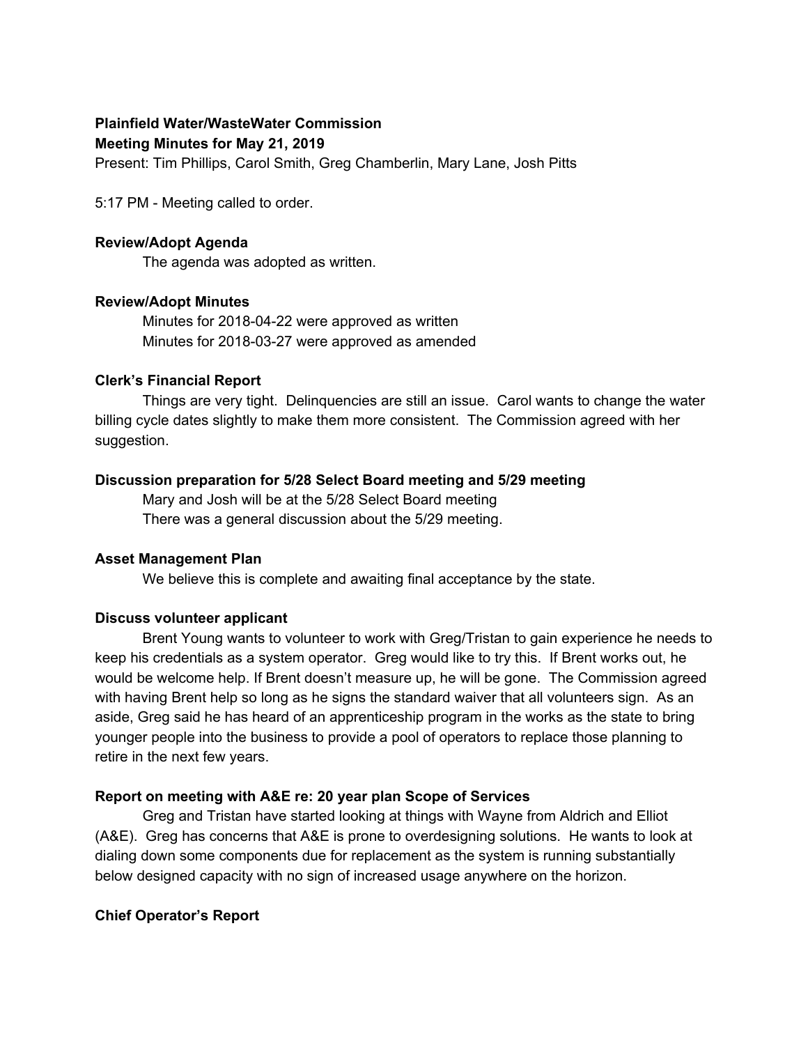**Plainfield Water/WasteWater Commission**
**Meeting Minutes for May 21, 2019**

Present: Tim Phillips, Carol Smith, Greg Chamberlin, Mary Lane, Josh Pitts

5:17 PM - Meeting called to order.

**Review/Adopt Agenda**

The agenda was adopted as written.

**Review/Adopt Minutes**

Minutes for 2018-04-22 were approved as written
Minutes for 2018-03-27 were approved as amended

**Clerk's Financial Report**

Things are very tight. Delinquencies are still an issue. Carol wants to change the water billing cycle dates slightly to make them more consistent. The Commission agreed with her suggestion.

**Discussion preparation for 5/28 Select Board meeting and 5/29 meeting**

Mary and Josh will be at the 5/28 Select Board meeting
There was a general discussion about the 5/29 meeting.

**Asset Management Plan**

We believe this is complete and awaiting final acceptance by the state.

**Discuss volunteer applicant**

Brent Young wants to volunteer to work with Greg/Tristan to gain experience he needs to keep his credentials as a system operator. Greg would like to try this. If Brent works out, he would be welcome help. If Brent doesn't measure up, he will be gone. The Commission agreed with having Brent help so long as he signs the standard waiver that all volunteers sign. As an aside, Greg said he has heard of an apprenticeship program in the works as the state to bring younger people into the business to provide a pool of operators to replace those planning to retire in the next few years.

**Report on meeting with A&E re: 20 year plan Scope of Services**

Greg and Tristan have started looking at things with Wayne from Aldrich and Elliot (A&E). Greg has concerns that A&E is prone to overdesigning solutions. He wants to look at dialing down some components due for replacement as the system is running substantially below designed capacity with no sign of increased usage anywhere on the horizon.

**Chief Operator's Report**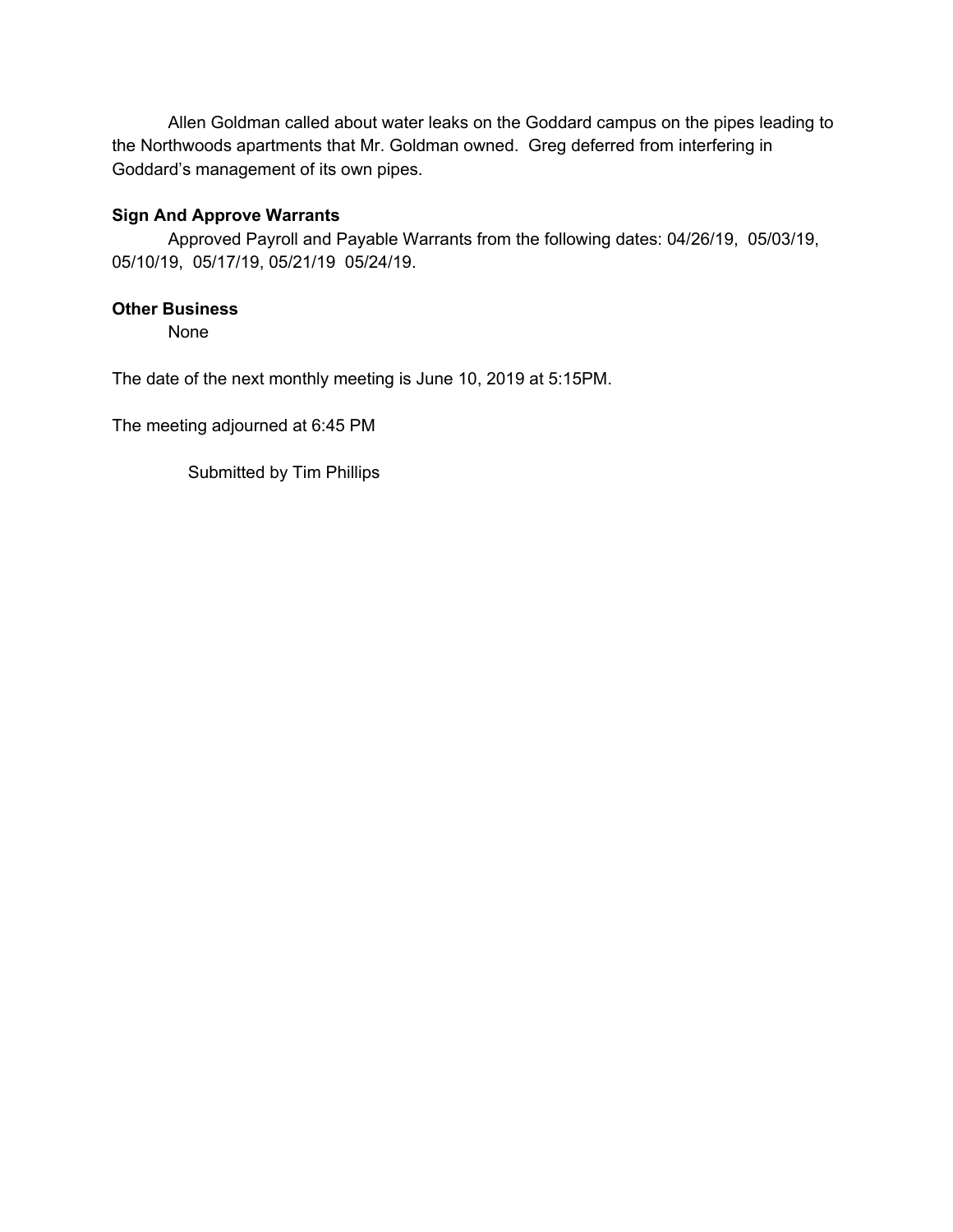Allen Goldman called about water leaks on the Goddard campus on the pipes leading to the Northwoods apartments that Mr. Goldman owned. Greg deferred from interfering in Goddard's management of its own pipes.

**Sign And Approve Warrants**

Approved Payroll and Payable Warrants from the following dates: 04/26/19, 05/03/19, 05/10/19, 05/17/19, 05/21/19 05/24/19.

**Other Business**

None

The date of the next monthly meeting is June 10, 2019 at 5:15PM.

The meeting adjourned at 6:45 PM

Submitted by Tim Phillips